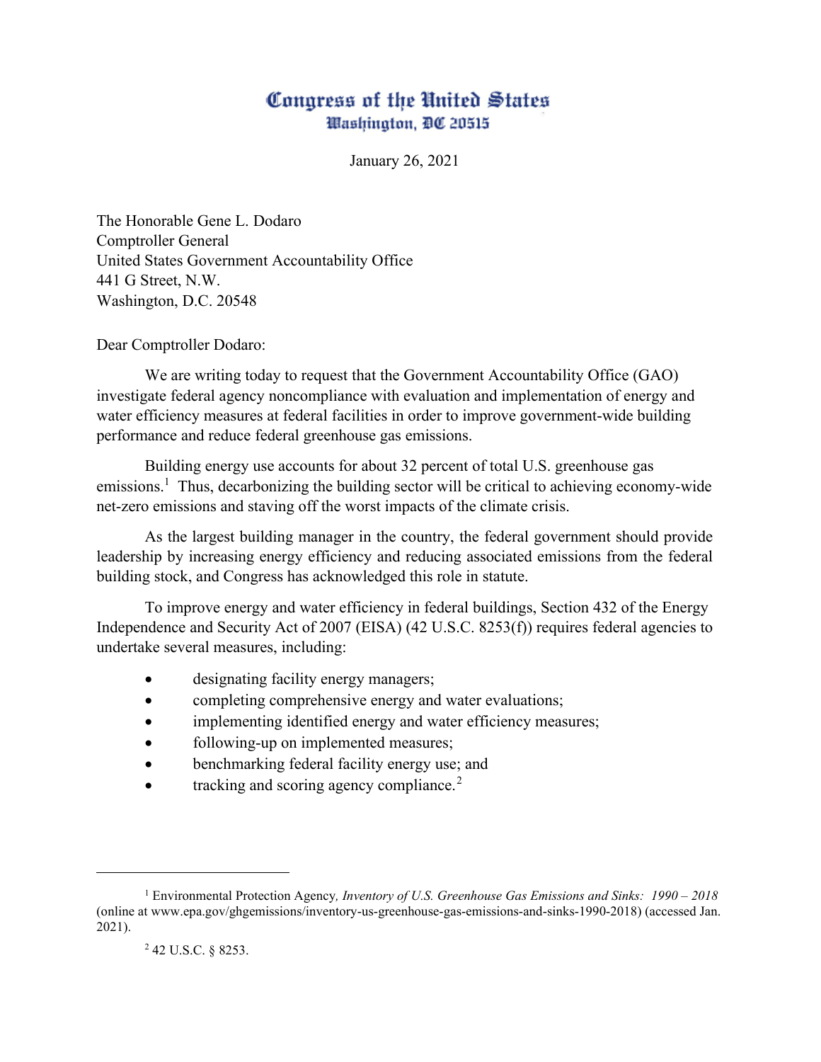# Congress of the United States
## Washington, DC 20515

January 26, 2021

The Honorable Gene L. Dodaro
Comptroller General
United States Government Accountability Office
441 G Street, N.W.
Washington, D.C. 20548

Dear Comptroller Dodaro:

We are writing today to request that the Government Accountability Office (GAO) investigate federal agency noncompliance with evaluation and implementation of energy and water efficiency measures at federal facilities in order to improve government-wide building performance and reduce federal greenhouse gas emissions.

Building energy use accounts for about 32 percent of total U.S. greenhouse gas emissions.[1] Thus, decarbonizing the building sector will be critical to achieving economy-wide net-zero emissions and staving off the worst impacts of the climate crisis.

As the largest building manager in the country, the federal government should provide leadership by increasing energy efficiency and reducing associated emissions from the federal building stock, and Congress has acknowledged this role in statute.

To improve energy and water efficiency in federal buildings, Section 432 of the Energy Independence and Security Act of 2007 (EISA) (42 U.S.C. 8253(f)) requires federal agencies to undertake several measures, including:

- designating facility energy managers;
- completing comprehensive energy and water evaluations;
- implementing identified energy and water efficiency measures;
- following-up on implemented measures;
- benchmarking federal facility energy use; and
- tracking and scoring agency compliance.[2]

---

[1] Environmental Protection Agency, *Inventory of U.S. Greenhouse Gas Emissions and Sinks: 1990 – 2018* (online at www.epa.gov/ghgemissions/inventory-us-greenhouse-gas-emissions-and-sinks-1990-2018) (accessed Jan. 2021).

[2] 42 U.S.C. § 8253.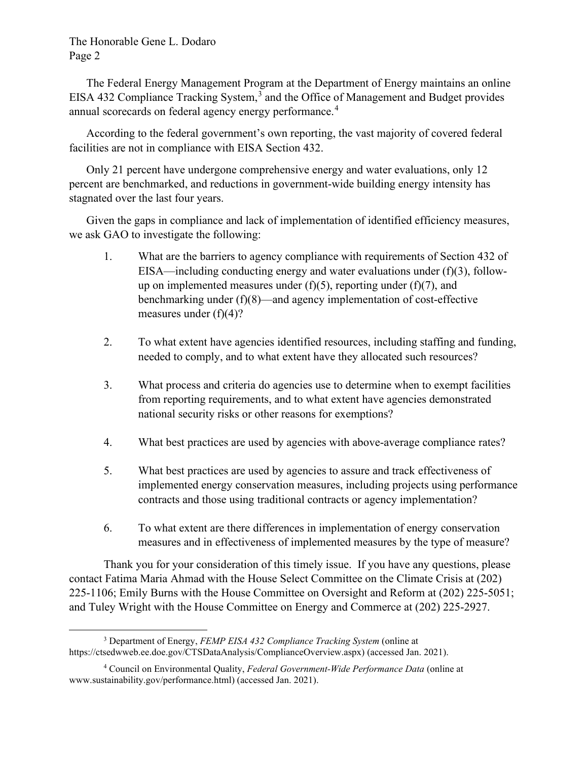The Federal Energy Management Program at the Department of Energy maintains an online EISA 432 Compliance Tracking System,[3] and the Office of Management and Budget provides annual scorecards on federal agency energy performance.[4]

According to the federal government's own reporting, the vast majority of covered federal facilities are not in compliance with EISA Section 432.

Only 21 percent have undergone comprehensive energy and water evaluations, only 12 percent are benchmarked, and reductions in government-wide building energy intensity has stagnated over the last four years.

Given the gaps in compliance and lack of implementation of identified efficiency measures, we ask GAO to investigate the following:

1. What are the barriers to agency compliance with requirements of Section 432 of EISA—including conducting energy and water evaluations under (f)(3), follow-up on implemented measures under (f)(5), reporting under (f)(7), and benchmarking under (f)(8)—and agency implementation of cost-effective measures under (f)(4)?

2. To what extent have agencies identified resources, including staffing and funding, needed to comply, and to what extent have they allocated such resources?

3. What process and criteria do agencies use to determine when to exempt facilities from reporting requirements, and to what extent have agencies demonstrated national security risks or other reasons for exemptions?

4. What best practices are used by agencies with above-average compliance rates?

5. What best practices are used by agencies to assure and track effectiveness of implemented energy conservation measures, including projects using performance contracts and those using traditional contracts or agency implementation?

6. To what extent are there differences in implementation of energy conservation measures and in effectiveness of implemented measures by the type of measure?

Thank you for your consideration of this timely issue. If you have any questions, please contact Fatima Maria Ahmad with the House Select Committee on the Climate Crisis at (202) 225-1106; Emily Burns with the House Committee on Oversight and Reform at (202) 225-5051; and Tuley Wright with the House Committee on Energy and Commerce at (202) 225-2927.

---

[3] Department of Energy, *FEMP EISA 432 Compliance Tracking System* (online at https://ctsedwweb.ee.doe.gov/CTSDataAnalysis/ComplianceOverview.aspx) (accessed Jan. 2021).

[4] Council on Environmental Quality, *Federal Government-Wide Performance Data* (online at www.sustainability.gov/performance.html) (accessed Jan. 2021).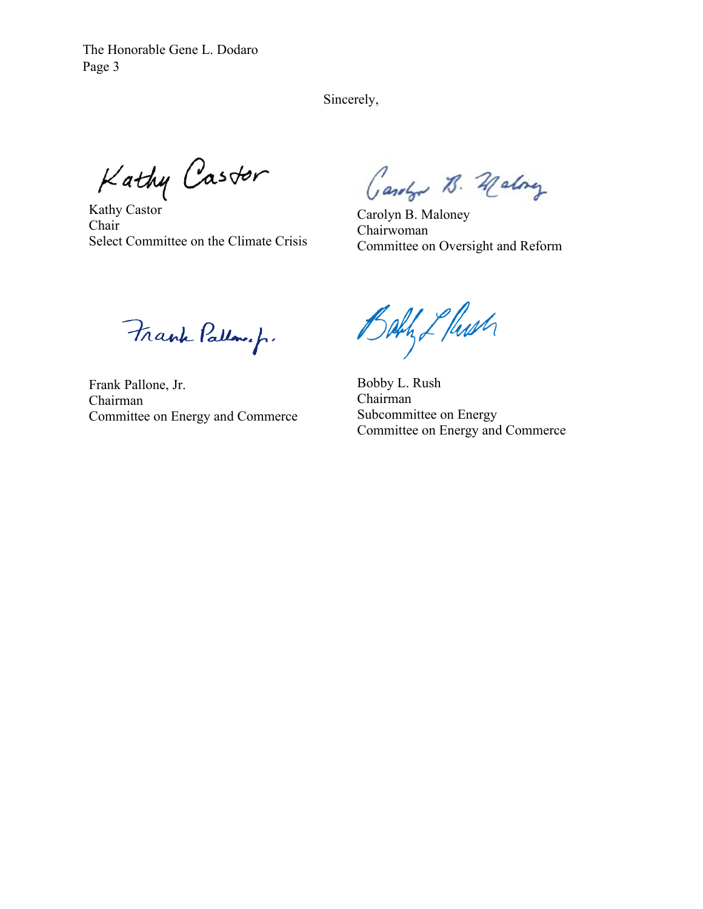Sincerely,

Kathy Castor
Chair
Select Committee on the Climate Crisis

Carolyn B. Maloney
Chairwoman
Committee on Oversight and Reform

Frank Pallone, Jr.
Chairman
Committee on Energy and Commerce

Bobby L. Rush
Chairman
Subcommittee on Energy
Committee on Energy and Commerce